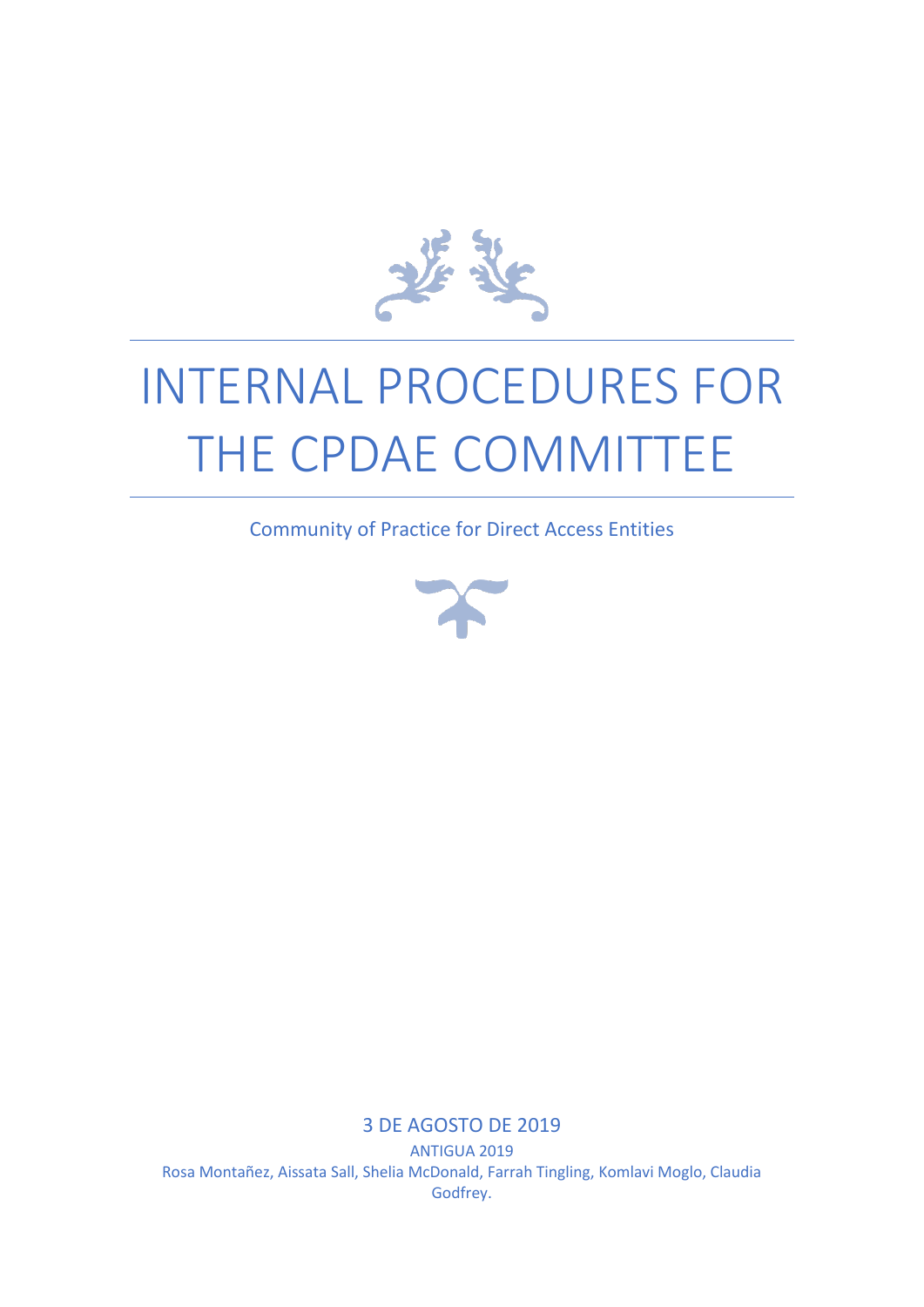# INTERNAL PROCEDURES FOR THE CPDAE COMMITTEE

Community of Practice for Direct Access Entities

3 DE AGOSTO DE 2019

ANTIGUA 2019

Rosa Montañez, Aissata Sall, Shelia McDonald, Farrah Tingling, Komlavi Moglo, Claudia Godfrey.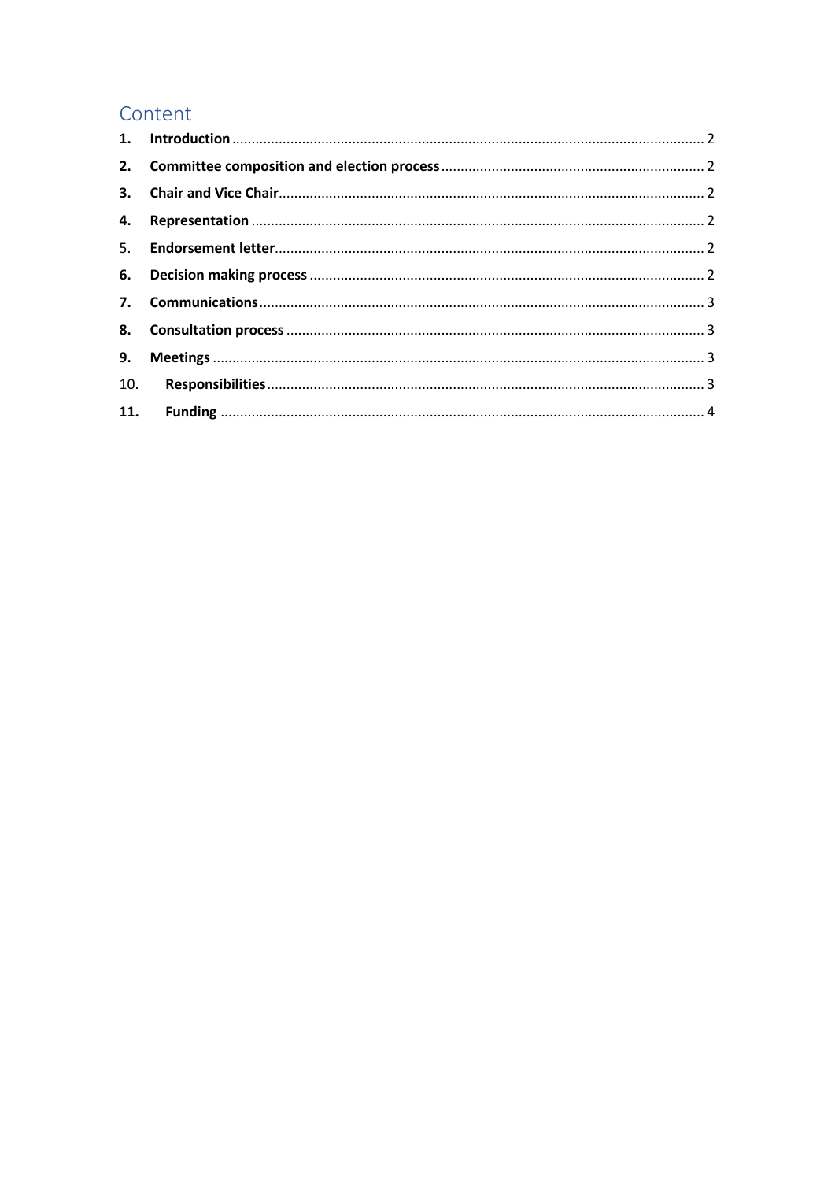## Content

1. **Introduction** ........................................................................................................ 2
2. **Committee composition and election process** ................................................................. 2
3. **Chair and Vice Chair** ............................................................................................ 2
4. **Representation** .................................................................................................. 2
5. **Endorsement letter** ............................................................................................. 2
6. **Decision making process** ....................................................................................... 2
7. **Communications** ................................................................................................. 3
8. **Consultation process** ........................................................................................... 3
9. **Meetings** ............................................................................................................ 3
10. **Responsibilities** ............................................................................................... 3
11. **Funding** ........................................................................................................... 4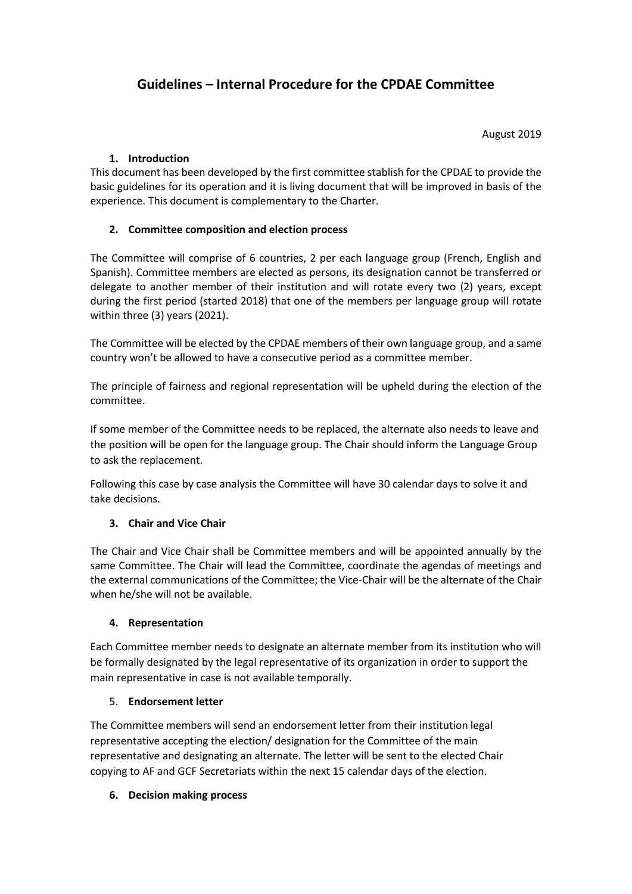# Guidelines – Internal Procedure for the CPDAE Committee

August 2019

## 1. Introduction

This document has been developed by the first committee stablish for the CPDAE to provide the basic guidelines for its operation and it is living document that will be improved in basis of the experience. This document is complementary to the Charter.

## 2. Committee composition and election process

The Committee will comprise of 6 countries, 2 per each language group (French, English and Spanish). Committee members are elected as persons, its designation cannot be transferred or delegate to another member of their institution and will rotate every two (2) years, except during the first period (started 2018) that one of the members per language group will rotate within three (3) years (2021).

The Committee will be elected by the CPDAE members of their own language group, and a same country won't be allowed to have a consecutive period as a committee member.

The principle of fairness and regional representation will be upheld during the election of the committee.

If some member of the Committee needs to be replaced, the alternate also needs to leave and the position will be open for the language group. The Chair should inform the Language Group to ask the replacement.

Following this case by case analysis the Committee will have 30 calendar days to solve it and take decisions.

## 3. Chair and Vice Chair

The Chair and Vice Chair shall be Committee members and will be appointed annually by the same Committee. The Chair will lead the Committee, coordinate the agendas of meetings and the external communications of the Committee; the Vice-Chair will be the alternate of the Chair when he/she will not be available.

## 4. Representation

Each Committee member needs to designate an alternate member from its institution who will be formally designated by the legal representative of its organization in order to support the main representative in case is not available temporally.

## 5. Endorsement letter

The Committee members will send an endorsement letter from their institution legal representative accepting the election/ designation for the Committee of the main representative and designating an alternate. The letter will be sent to the elected Chair copying to AF and GCF Secretariats within the next 15 calendar days of the election.

## 6. Decision making process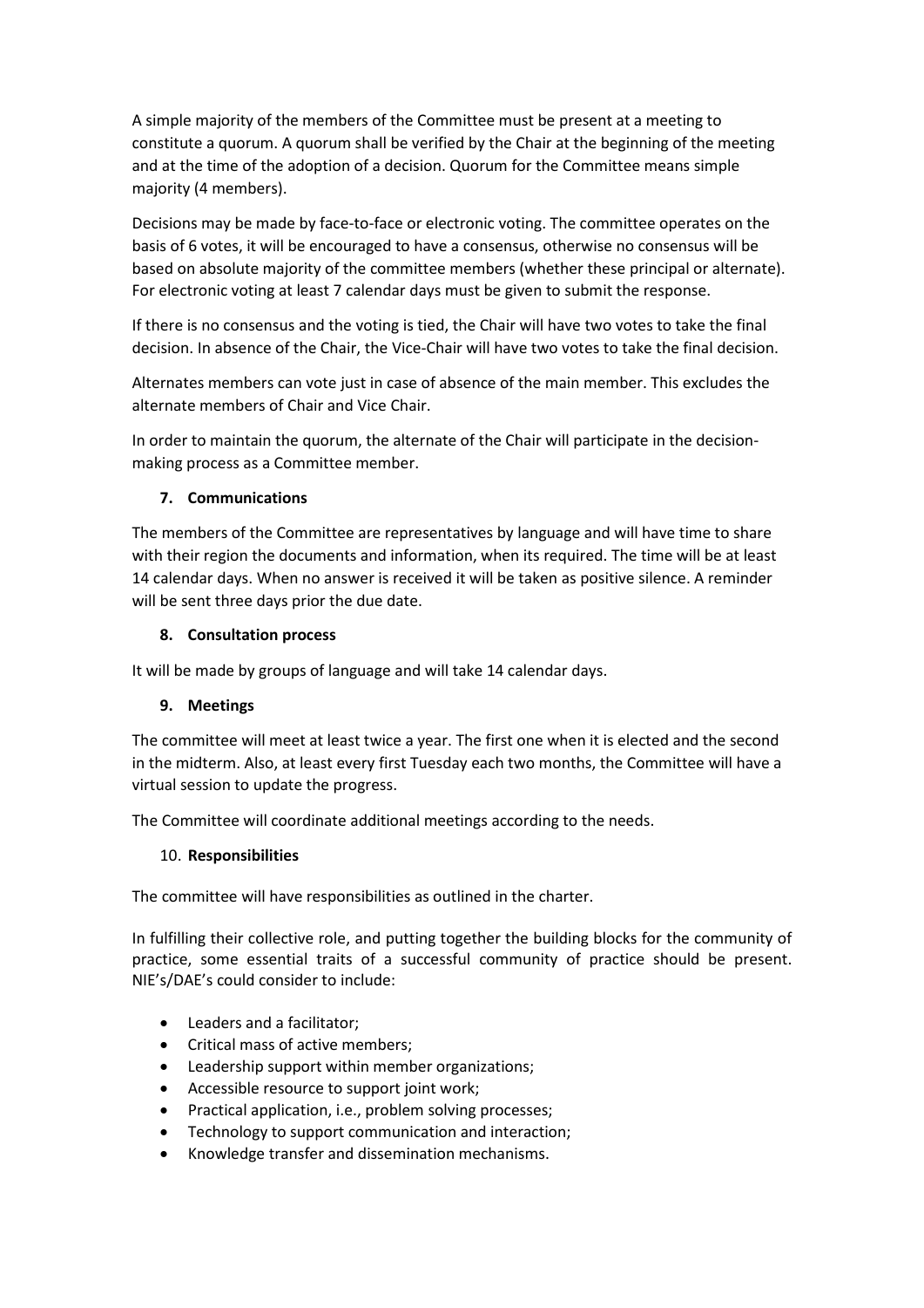A simple majority of the members of the Committee must be present at a meeting to constitute a quorum. A quorum shall be verified by the Chair at the beginning of the meeting and at the time of the adoption of a decision. Quorum for the Committee means simple majority (4 members).

Decisions may be made by face-to-face or electronic voting. The committee operates on the basis of 6 votes, it will be encouraged to have a consensus, otherwise no consensus will be based on absolute majority of the committee members (whether these principal or alternate). For electronic voting at least 7 calendar days must be given to submit the response.

If there is no consensus and the voting is tied, the Chair will have two votes to take the final decision. In absence of the Chair, the Vice-Chair will have two votes to take the final decision.

Alternates members can vote just in case of absence of the main member. This excludes the alternate members of Chair and Vice Chair.

In order to maintain the quorum, the alternate of the Chair will participate in the decision-making process as a Committee member.

## 7. Communications

The members of the Committee are representatives by language and will have time to share with their region the documents and information, when its required. The time will be at least 14 calendar days. When no answer is received it will be taken as positive silence. A reminder will be sent three days prior the due date.

## 8. Consultation process

It will be made by groups of language and will take 14 calendar days.

## 9. Meetings

The committee will meet at least twice a year. The first one when it is elected and the second in the midterm. Also, at least every first Tuesday each two months, the Committee will have a virtual session to update the progress.

The Committee will coordinate additional meetings according to the needs.

## 10. Responsibilities

The committee will have responsibilities as outlined in the charter.

In fulfilling their collective role, and putting together the building blocks for the community of practice, some essential traits of a successful community of practice should be present. NIE's/DAE's could consider to include:

- Leaders and a facilitator;
- Critical mass of active members;
- Leadership support within member organizations;
- Accessible resource to support joint work;
- Practical application, i.e., problem solving processes;
- Technology to support communication and interaction;
- Knowledge transfer and dissemination mechanisms.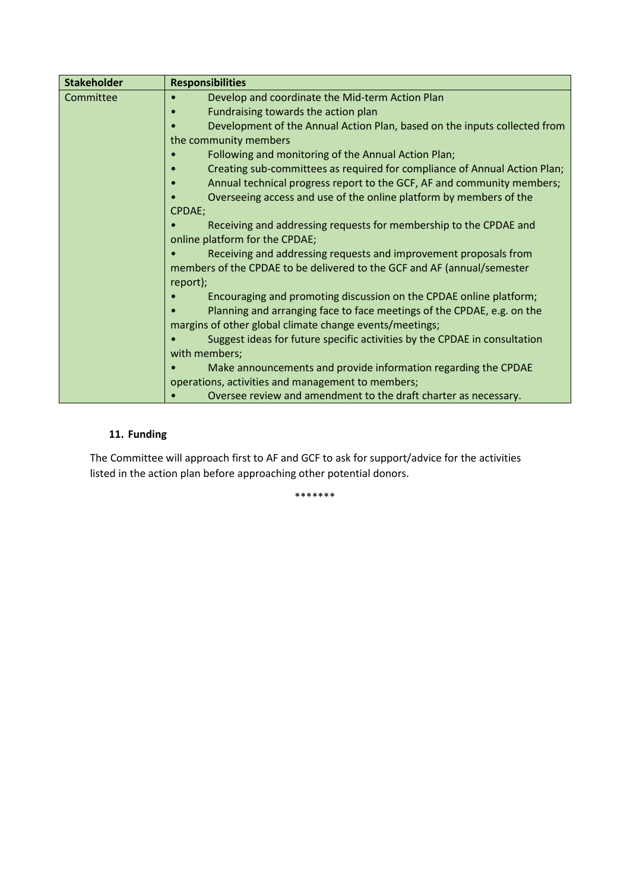| Stakeholder | Responsibilities |
| --- | --- |
| Committee | • Develop and coordinate the Mid-term Action Plan<br>• Fundraising towards the action plan<br>• Development of the Annual Action Plan, based on the inputs collected from the community members<br>• Following and monitoring of the Annual Action Plan;<br>• Creating sub-committees as required for compliance of Annual Action Plan;<br>• Annual technical progress report to the GCF, AF and community members;<br>• Overseeing access and use of the online platform by members of the CPDAE;<br>• Receiving and addressing requests for membership to the CPDAE and online platform for the CPDAE;<br>• Receiving and addressing requests and improvement proposals from members of the CPDAE to be delivered to the GCF and AF (annual/semester report);<br>• Encouraging and promoting discussion on the CPDAE online platform;<br>• Planning and arranging face to face meetings of the CPDAE, e.g. on the margins of other global climate change events/meetings;<br>• Suggest ideas for future specific activities by the CPDAE in consultation with members;<br>• Make announcements and provide information regarding the CPDAE operations, activities and management to members;<br>• Oversee review and amendment to the draft charter as necessary. |

## 11. Funding

The Committee will approach first to AF and GCF to ask for support/advice for the activities listed in the action plan before approaching other potential donors.

*******